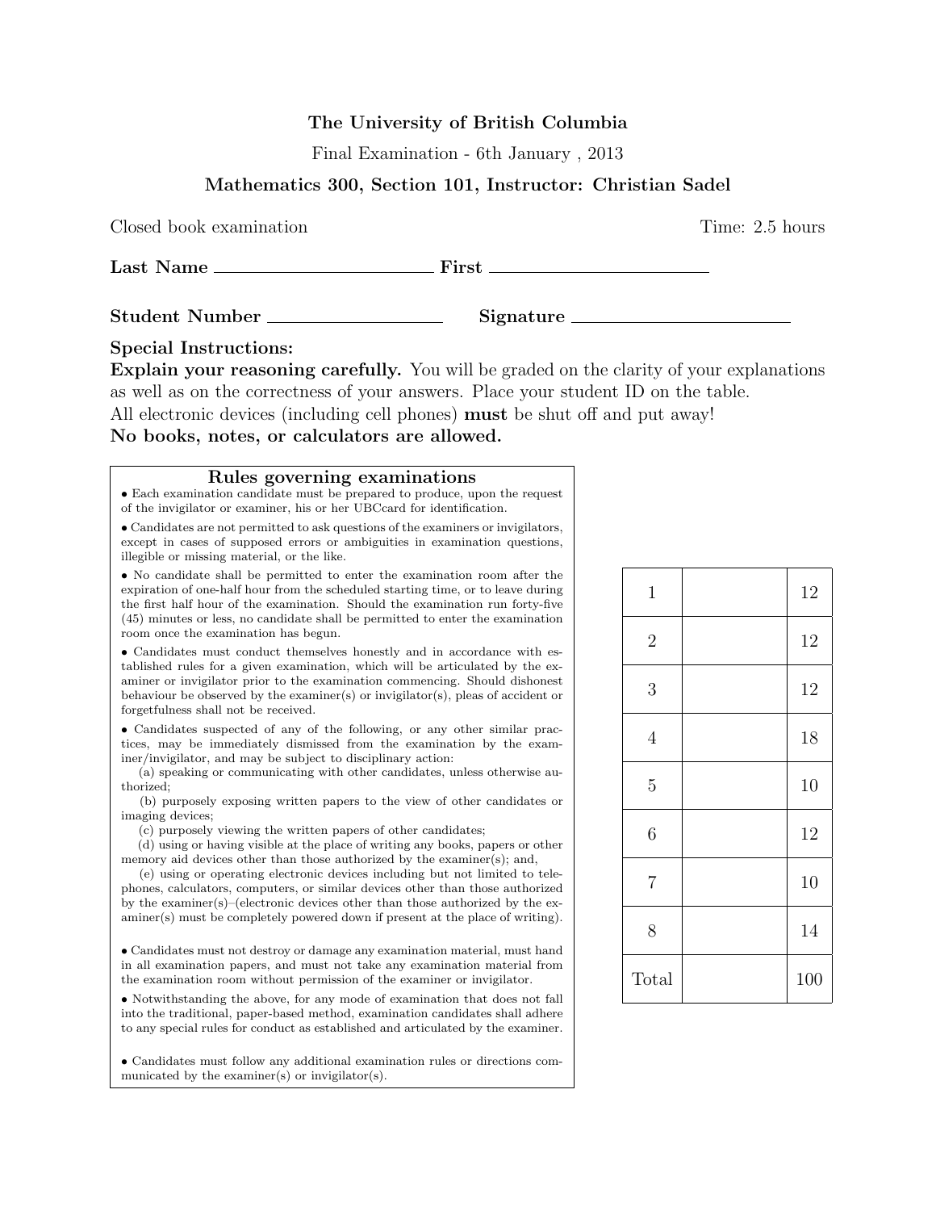**The University of British Columbia**

Final Examination - 6th January , 2013

**Mathematics 300, Section 101, Instructor: Christian Sadel**

Closed book examination Time: 2.5 hours

**Last Name** \_\_\_\_\_\_\_\_\_\_\_\_\_\_\_\_\_\_\_\_\_\_\_\_ **First** \_\_\_\_\_\_\_\_\_\_\_\_\_\_\_\_\_\_\_\_\_\_\_\_

**Student Number** \_\_\_\_\_\_\_\_\_\_\_\_\_\_\_\_\_\_ **Signature** \_\_\_\_\_\_\_\_\_\_\_\_\_\_\_\_\_\_\_\_\_\_

**Special Instructions:**

**Explain your reasoning carefully.** You will be graded on the clarity of your explanations as well as on the correctness of your answers. Place your student ID on the table.
All electronic devices (including cell phones) **must** be shut off and put away!
**No books, notes, or calculators are allowed.**

## Rules governing examinations

- Each examination candidate must be prepared to produce, upon the request of the invigilator or examiner, his or her UBCcard for identification.
- Candidates are not permitted to ask questions of the examiners or invigilators, except in cases of supposed errors or ambiguities in examination questions, illegible or missing material, or the like.
- No candidate shall be permitted to enter the examination room after the expiration of one-half hour from the scheduled starting time, or to leave during the first half hour of the examination. Should the examination run forty-five (45) minutes or less, no candidate shall be permitted to enter the examination room once the examination has begun.
- Candidates must conduct themselves honestly and in accordance with established rules for a given examination, which will be articulated by the examiner or invigilator prior to the examination commencing. Should dishonest behaviour be observed by the examiner(s) or invigilator(s), pleas of accident or forgetfulness shall not be received.
- Candidates suspected of any of the following, or any other similar practices, may be immediately dismissed from the examination by the examiner/invigilator, and may be subject to disciplinary action:
  (a) speaking or communicating with other candidates, unless otherwise authorized;
  (b) purposely exposing written papers to the view of other candidates or imaging devices;
  (c) purposely viewing the written papers of other candidates;
  (d) using or having visible at the place of writing any books, papers or other memory aid devices other than those authorized by the examiner(s); and,
  (e) using or operating electronic devices including but not limited to telephones, calculators, computers, or similar devices other than those authorized by the examiner(s)–(electronic devices other than those authorized by the examiner(s) must be completely powered down if present at the place of writing).
- Candidates must not destroy or damage any examination material, must hand in all examination papers, and must not take any examination material from the examination room without permission of the examiner or invigilator.
- Notwithstanding the above, for any mode of examination that does not fall into the traditional, paper-based method, examination candidates shall adhere to any special rules for conduct as established and articulated by the examiner.
- Candidates must follow any additional examination rules or directions communicated by the examiner(s) or invigilator(s).

| | | |
|---|---|---|
| 1 | | 12 |
| 2 | | 12 |
| 3 | | 12 |
| 4 | | 18 |
| 5 | | 10 |
| 6 | | 12 |
| 7 | | 10 |
| 8 | | 14 |
| Total | | 100 |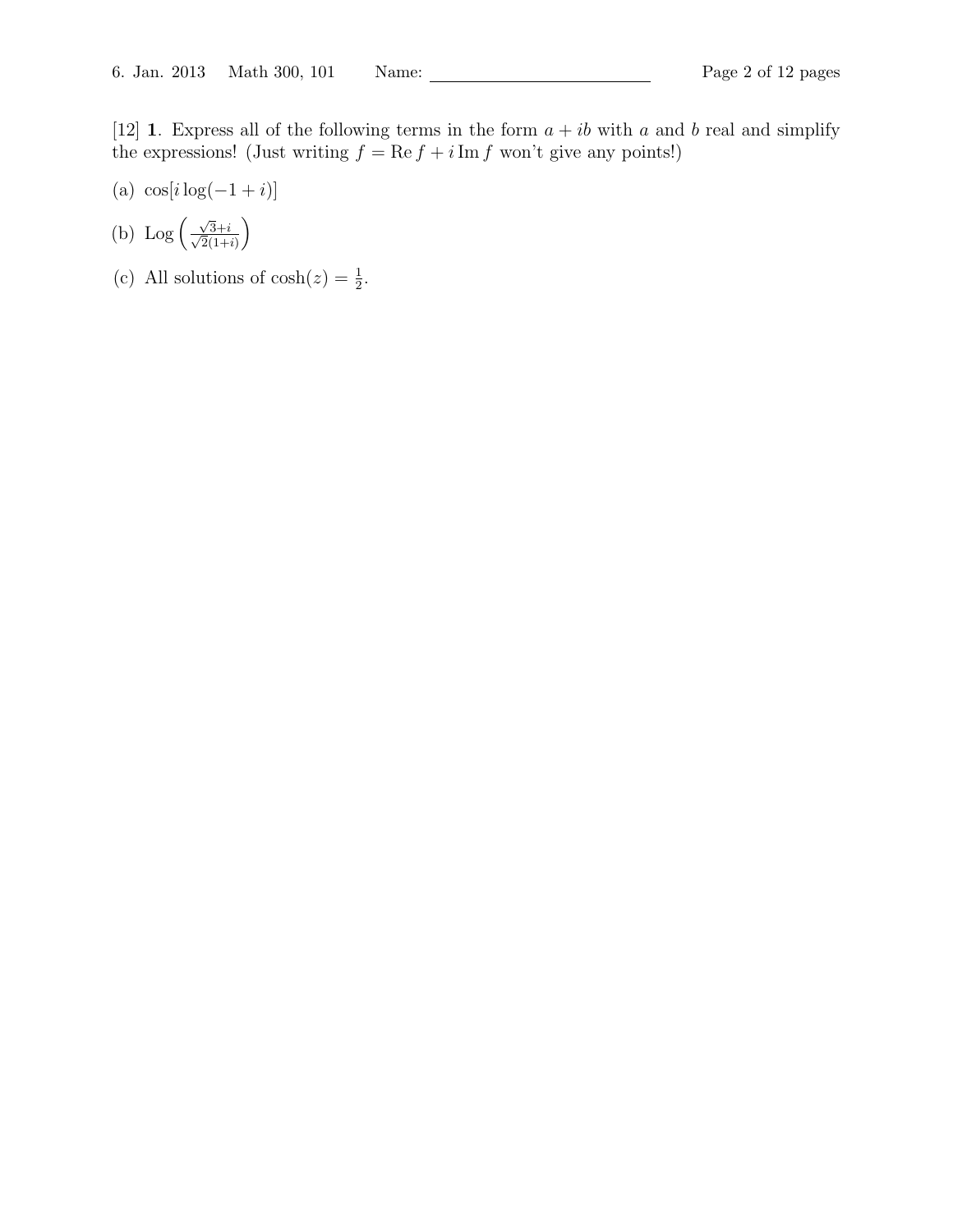[12] **1**. Express all of the following terms in the form $a + ib$ with $a$ and $b$ real and simplify the expressions! (Just writing $f = \operatorname{Re} f + i \operatorname{Im} f$ won't give any points!)

(a) $\cos[i \log(-1+i)]$

(b) $\operatorname{Log}\left(\frac{\sqrt{3}+i}{\sqrt{2}(1+i)}\right)$

(c) All solutions of $\cosh(z) = \frac{1}{2}$.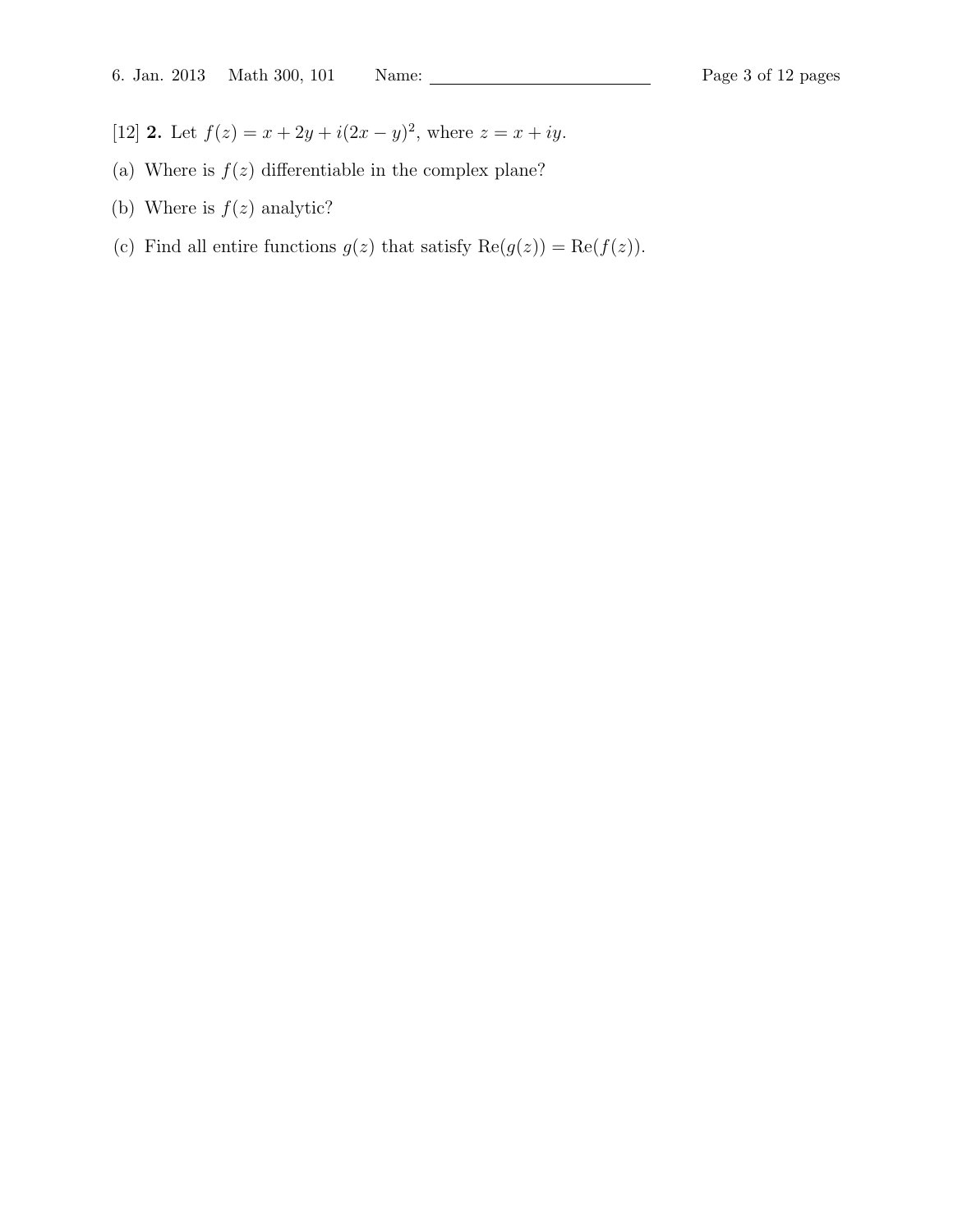[12] **2.** Let $f(z) = x + 2y + i(2x - y)^2$, where $z = x + iy$.

(a) Where is $f(z)$ differentiable in the complex plane?

(b) Where is $f(z)$ analytic?

(c) Find all entire functions $g(z)$ that satisfy $\text{Re}(g(z)) = \text{Re}(f(z))$.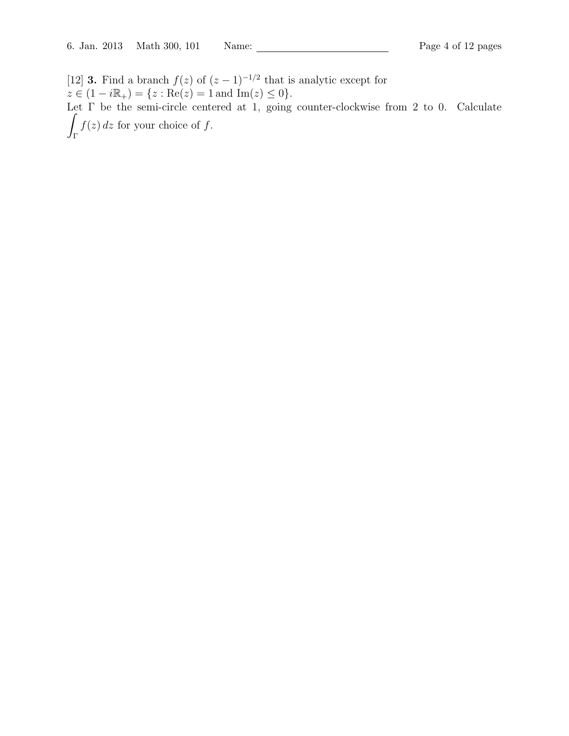[12] **3.** Find a branch $f(z)$ of $(z-1)^{-1/2}$ that is analytic except for $z \in (1 - i\mathbb{R}_+) = \{z : \mathrm{Re}(z) = 1 \text{ and } \mathrm{Im}(z) \leq 0\}$.

Let $\Gamma$ be the semi-circle centered at 1, going counter-clockwise from 2 to 0. Calculate $\displaystyle\int_\Gamma f(z)\,dz$ for your choice of $f$.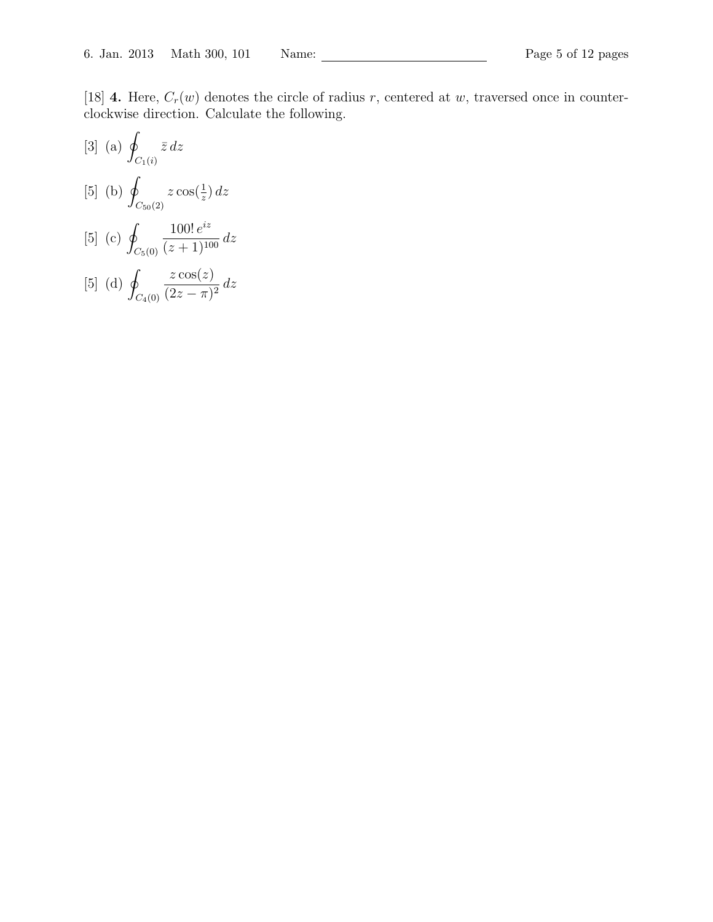[18] **4.** Here, $C_r(w)$ denotes the circle of radius $r$, centered at $w$, traversed once in counter-clockwise direction. Calculate the following.

[3] (a) $\displaystyle\oint_{C_1(i)} \bar{z}\, dz$

[5] (b) $\displaystyle\oint_{C_{50}(2)} z\cos(\tfrac{1}{z})\, dz$

[5] (c) $\displaystyle\oint_{C_5(0)} \frac{100!\, e^{iz}}{(z+1)^{100}}\, dz$

[5] (d) $\displaystyle\oint_{C_4(0)} \frac{z\cos(z)}{(2z-\pi)^2}\, dz$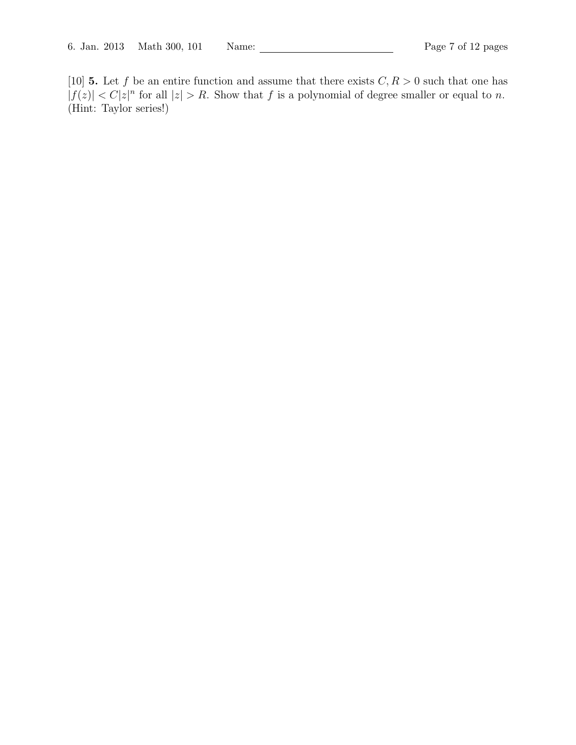[10] **5.** Let $f$ be an entire function and assume that there exists $C, R > 0$ such that one has $|f(z)| < C|z|^n$ for all $|z| > R$. Show that $f$ is a polynomial of degree smaller or equal to $n$. (Hint: Taylor series!)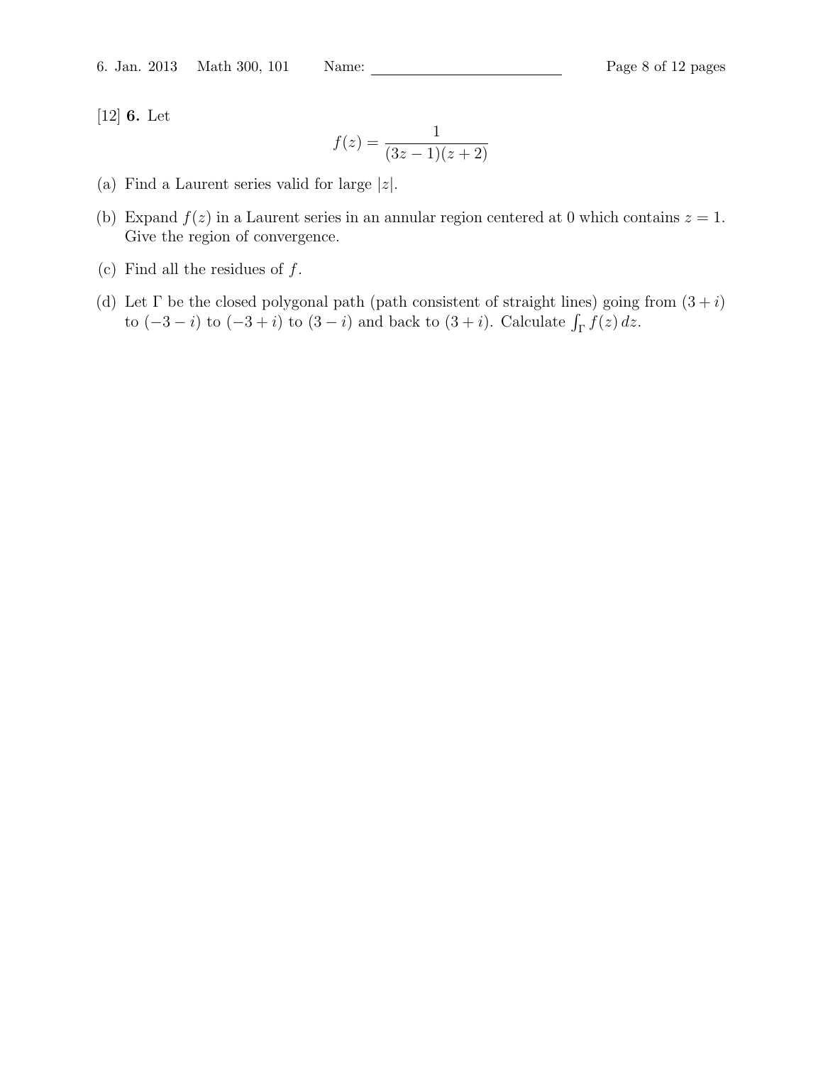[12] **6.** Let

$$f(z) = \frac{1}{(3z-1)(z+2)}$$

(a) Find a Laurent series valid for large $|z|$.

(b) Expand $f(z)$ in a Laurent series in an annular region centered at 0 which contains $z = 1$. Give the region of convergence.

(c) Find all the residues of $f$.

(d) Let $\Gamma$ be the closed polygonal path (path consistent of straight lines) going from $(3+i)$ to $(-3-i)$ to $(-3+i)$ to $(3-i)$ and back to $(3+i)$. Calculate $\int_\Gamma f(z)\, dz$.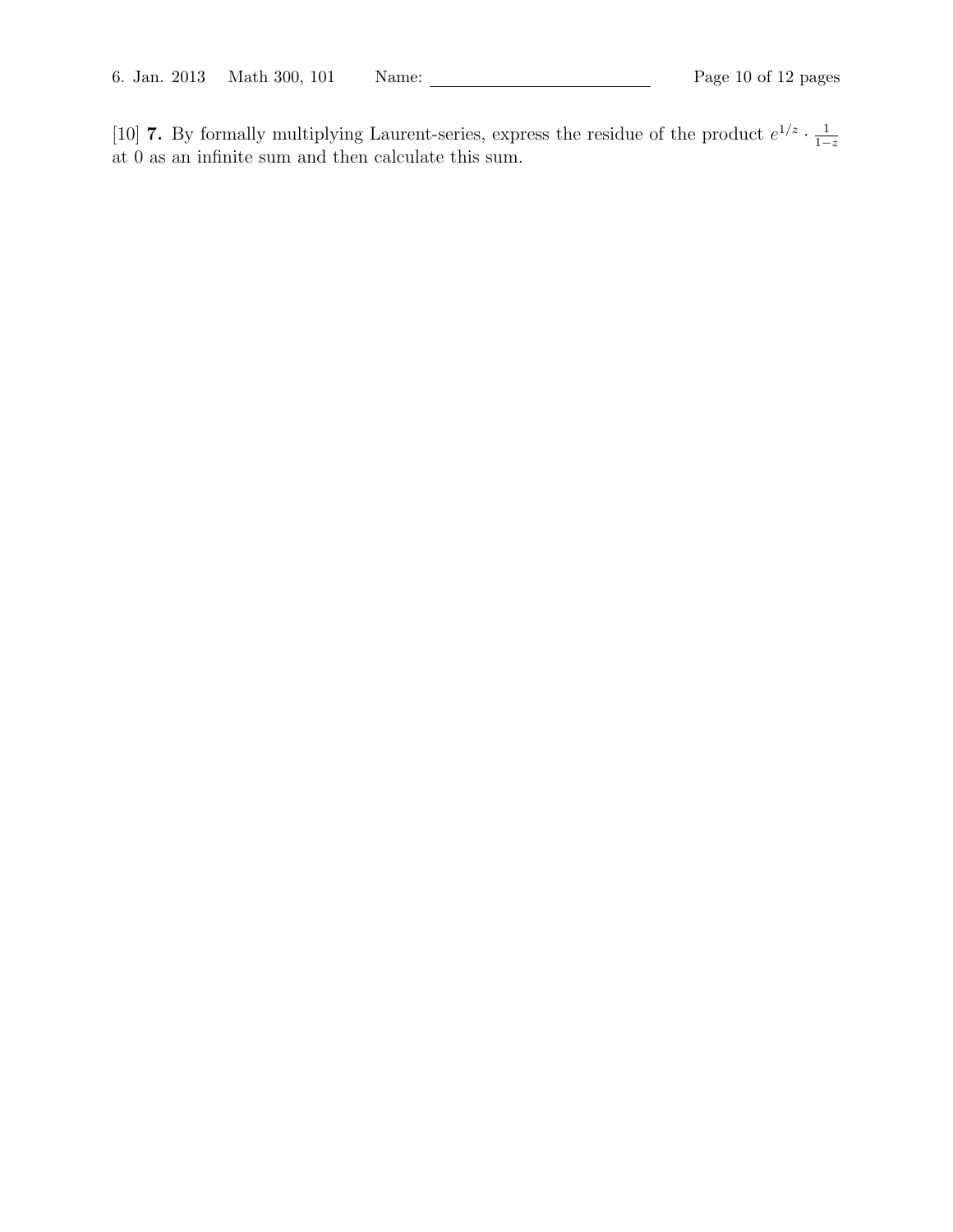[10] **7.** By formally multiplying Laurent-series, express the residue of the product $e^{1/z} \cdot \frac{1}{1-z}$ at 0 as an infinite sum and then calculate this sum.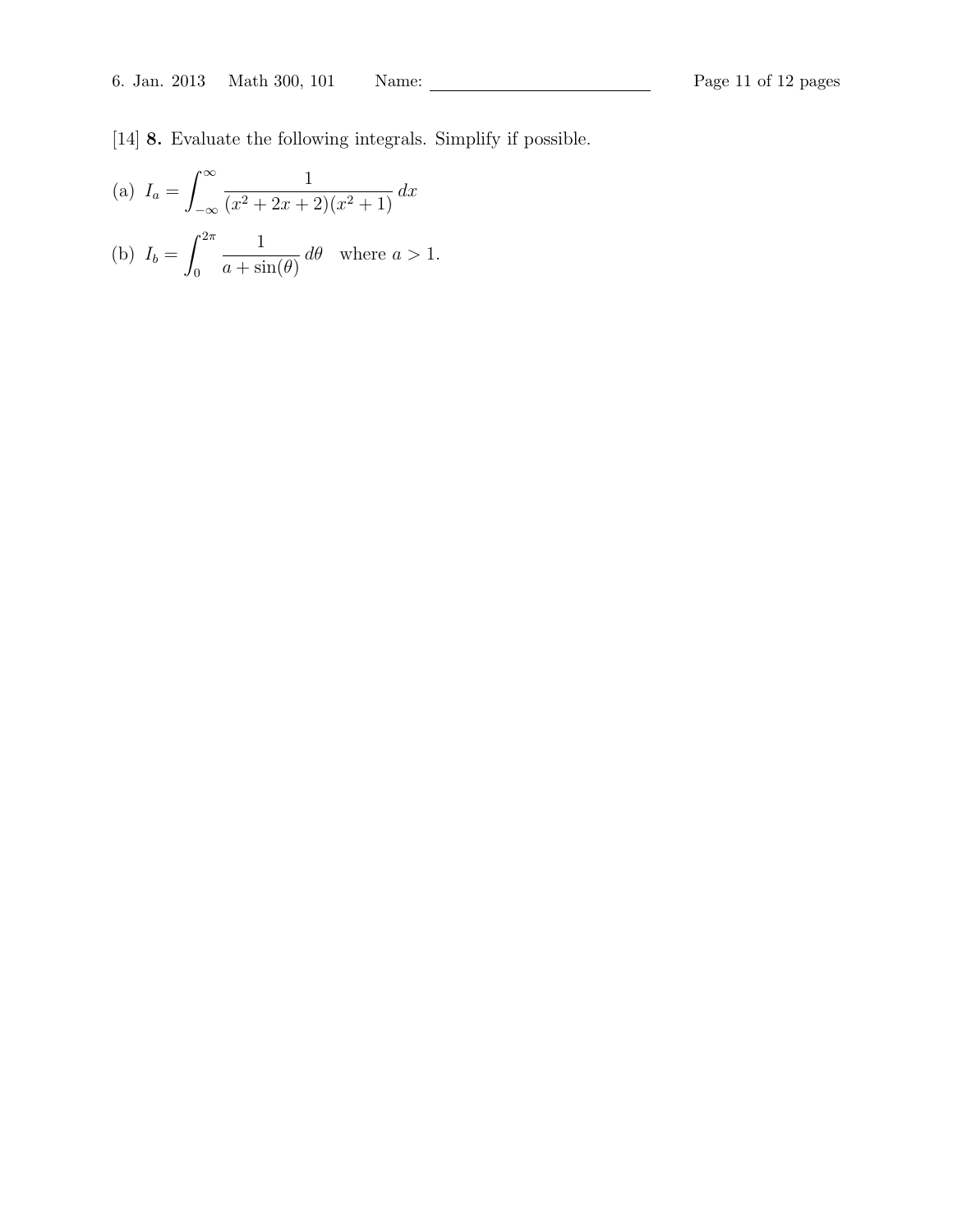[14] **8.** Evaluate the following integrals. Simplify if possible.

(a) $I_a = \displaystyle\int_{-\infty}^{\infty} \frac{1}{(x^2+2x+2)(x^2+1)}\, dx$

(b) $I_b = \displaystyle\int_{0}^{2\pi} \frac{1}{a+\sin(\theta)}\, d\theta$ where $a > 1$.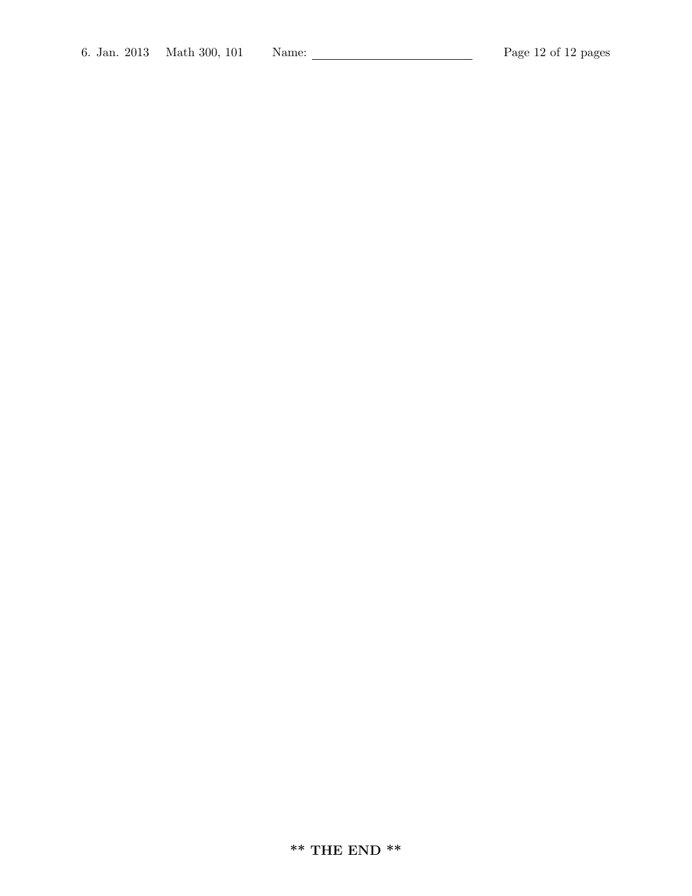**\*\* THE END \*\***